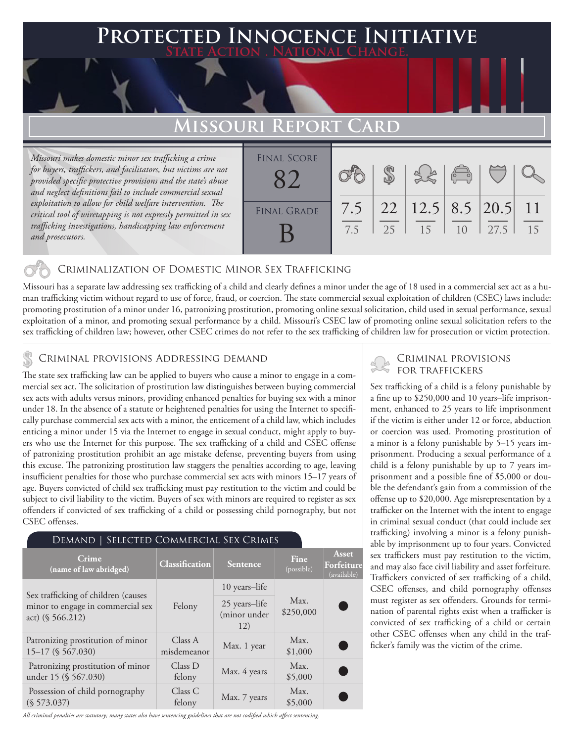# Protected Innocence Initiative

**State Action . National Change.**

## Missouri Report Card

*Missouri makes domestic minor sex trafficking a crime for buyers, traffickers, and facilitators, but victims are not provided specific protective provisions and the state's abuse and neglect definitions fail to include commercial sexual exploitation to allow for child welfare intervention. The critical tool of wiretapping is not expressly permitted in sex trafficking investigations, handicapping law enforcement and prosecutors.*

| Final Score | Final Grade | | | | | | |
|---|---|---|---|---|---|---|---|
| 82 | B | 7.5/7.5 | 22/25 | 12.5/15 | 8.5/10 | 20.5/27.5 | 11/15 |

### Criminalization of Domestic Minor Sex Trafficking

Missouri has a separate law addressing sex trafficking of a child and clearly defines a minor under the age of 18 used in a commercial sex act as a human trafficking victim without regard to use of force, fraud, or coercion. The state commercial sexual exploitation of children (CSEC) laws include: promoting prostitution of a minor under 16, patronizing prostitution, promoting online sexual solicitation, child used in sexual performance, sexual exploitation of a minor, and promoting sexual performance by a child. Missouri's CSEC law of promoting online sexual solicitation refers to the sex trafficking of children law; however, other CSEC crimes do not refer to the sex trafficking of children law for prosecution or victim protection.

### Criminal provisions Addressing demand

The state sex trafficking law can be applied to buyers who cause a minor to engage in a commercial sex act. The solicitation of prostitution law distinguishes between buying commercial sex acts with adults versus minors, providing enhanced penalties for buying sex with a minor under 18. In the absence of a statute or heightened penalties for using the Internet to specifically purchase commercial sex acts with a minor, the enticement of a child law, which includes enticing a minor under 15 via the Internet to engage in sexual conduct, might apply to buyers who use the Internet for this purpose. The sex trafficking of a child and CSEC offense of patronizing prostitution prohibit an age mistake defense, preventing buyers from using this excuse. The patronizing prostitution law staggers the penalties according to age, leaving insufficient penalties for those who purchase commercial sex acts with minors 15–17 years of age. Buyers convicted of child sex trafficking must pay restitution to the victim and could be subject to civil liability to the victim. Buyers of sex with minors are required to register as sex offenders if convicted of sex trafficking of a child or possessing child pornography, but not CSEC offenses.

#### Demand | Selected Commercial Sex Crimes

| Crime (name of law abridged) | Classification | Sentence | Fine (possible) | Asset Forfeiture (available) |
|---|---|---|---|---|
| Sex trafficking of children (causes minor to engage in commercial sex act) (§ 566.212) | Felony | 10 years–life; 25 years–life (minor under 12) | Max. $250,000 | ● |
| Patronizing prostitution of minor 15–17 (§ 567.030) | Class A misdemeanor | Max. 1 year | Max. $1,000 | ● |
| Patronizing prostitution of minor under 15 (§ 567.030) | Class D felony | Max. 4 years | Max. $5,000 | ● |
| Possession of child pornography (§ 573.037) | Class C felony | Max. 7 years | Max. $5,000 | ● |

*All criminal penalties are statutory; many states also have sentencing guidelines that are not codified which affect sentencing.*

### Criminal provisions for traffickers

Sex trafficking of a child is a felony punishable by a fine up to $250,000 and 10 years–life imprisonment, enhanced to 25 years to life imprisonment if the victim is either under 12 or force, abduction or coercion was used. Promoting prostitution of a minor is a felony punishable by 5–15 years imprisonment. Producing a sexual performance of a child is a felony punishable by up to 7 years imprisonment and a possible fine of $5,000 or double the defendant's gain from a commission of the offense up to $20,000. Age misrepresentation by a trafficker on the Internet with the intent to engage in criminal sexual conduct (that could include sex trafficking) involving a minor is a felony punishable by imprisonment up to four years. Convicted sex traffickers must pay restitution to the victim, and may also face civil liability and asset forfeiture. Traffickers convicted of sex trafficking of a child, CSEC offenses, and child pornography offenses must register as sex offenders. Grounds for termination of parental rights exist when a trafficker is convicted of sex trafficking of a child or certain other CSEC offenses when any child in the trafficker's family was the victim of the crime.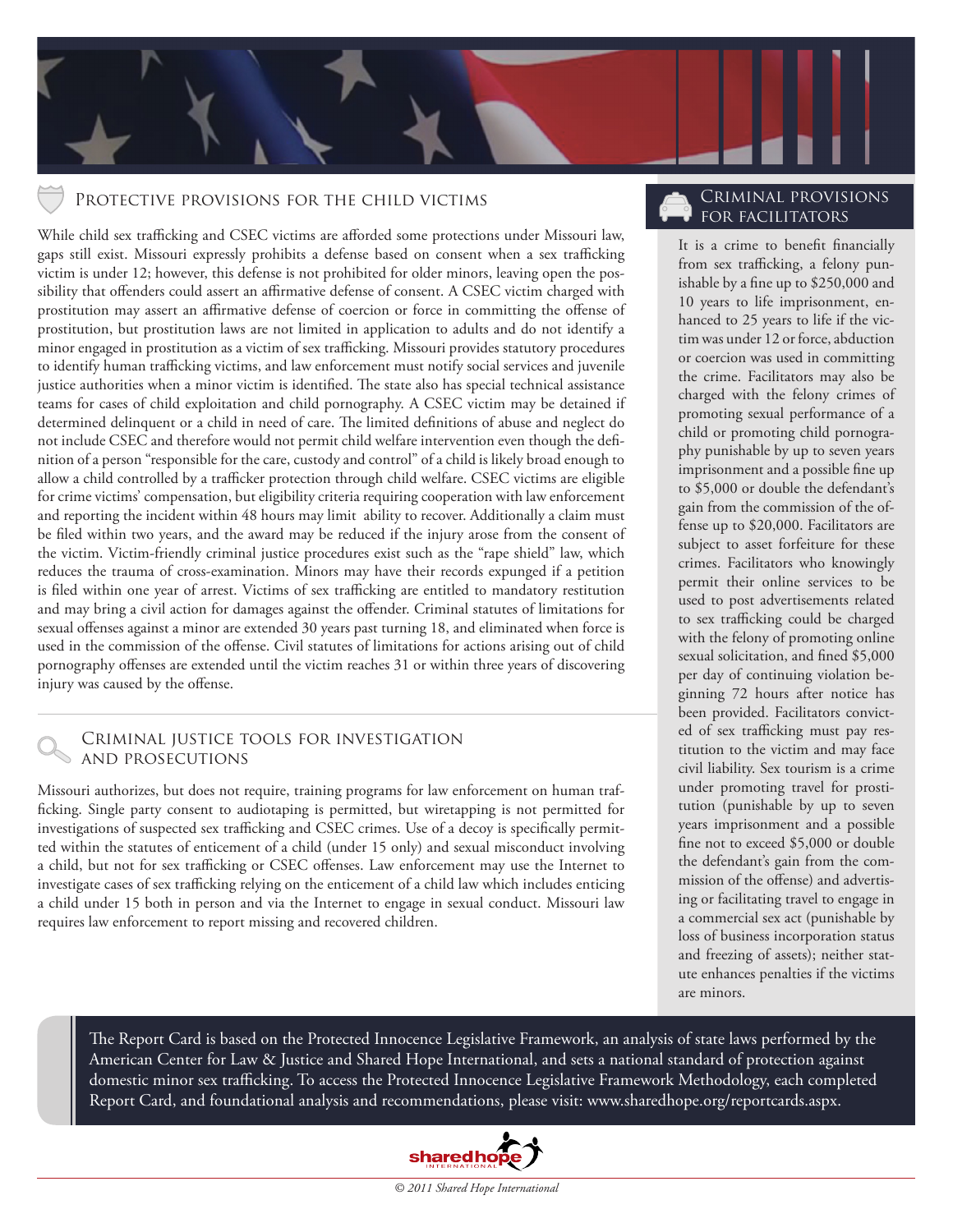## Protective provisions for the child victims

While child sex trafficking and CSEC victims are afforded some protections under Missouri law, gaps still exist. Missouri expressly prohibits a defense based on consent when a sex trafficking victim is under 12; however, this defense is not prohibited for older minors, leaving open the possibility that offenders could assert an affirmative defense of consent. A CSEC victim charged with prostitution may assert an affirmative defense of coercion or force in committing the offense of prostitution, but prostitution laws are not limited in application to adults and do not identify a minor engaged in prostitution as a victim of sex trafficking. Missouri provides statutory procedures to identify human trafficking victims, and law enforcement must notify social services and juvenile justice authorities when a minor victim is identified. The state also has special technical assistance teams for cases of child exploitation and child pornography. A CSEC victim may be detained if determined delinquent or a child in need of care. The limited definitions of abuse and neglect do not include CSEC and therefore would not permit child welfare intervention even though the definition of a person "responsible for the care, custody and control" of a child is likely broad enough to allow a child controlled by a trafficker protection through child welfare. CSEC victims are eligible for crime victims' compensation, but eligibility criteria requiring cooperation with law enforcement and reporting the incident within 48 hours may limit ability to recover. Additionally a claim must be filed within two years, and the award may be reduced if the injury arose from the consent of the victim. Victim-friendly criminal justice procedures exist such as the "rape shield" law, which reduces the trauma of cross-examination. Minors may have their records expunged if a petition is filed within one year of arrest. Victims of sex trafficking are entitled to mandatory restitution and may bring a civil action for damages against the offender. Criminal statutes of limitations for sexual offenses against a minor are extended 30 years past turning 18, and eliminated when force is used in the commission of the offense. Civil statutes of limitations for actions arising out of child pornography offenses are extended until the victim reaches 31 or within three years of discovering injury was caused by the offense.

## Criminal justice tools for investigation and prosecutions

Missouri authorizes, but does not require, training programs for law enforcement on human trafficking. Single party consent to audiotaping is permitted, but wiretapping is not permitted for investigations of suspected sex trafficking and CSEC crimes. Use of a decoy is specifically permitted within the statutes of enticement of a child (under 15 only) and sexual misconduct involving a child, but not for sex trafficking or CSEC offenses. Law enforcement may use the Internet to investigate cases of sex trafficking relying on the enticement of a child law which includes enticing a child under 15 both in person and via the Internet to engage in sexual conduct. Missouri law requires law enforcement to report missing and recovered children.

## Criminal provisions for facilitators

It is a crime to benefit financially from sex trafficking, a felony punishable by a fine up to $250,000 and 10 years to life imprisonment, enhanced to 25 years to life if the victim was under 12 or force, abduction or coercion was used in committing the crime. Facilitators may also be charged with the felony crimes of promoting sexual performance of a child or promoting child pornography punishable by up to seven years imprisonment and a possible fine up to $5,000 or double the defendant's gain from the commission of the offense up to $20,000. Facilitators are subject to asset forfeiture for these crimes. Facilitators who knowingly permit their online services to be used to post advertisements related to sex trafficking could be charged with the felony of promoting online sexual solicitation, and fined $5,000 per day of continuing violation beginning 72 hours after notice has been provided. Facilitators convicted of sex trafficking must pay restitution to the victim and may face civil liability. Sex tourism is a crime under promoting travel for prostitution (punishable by up to seven years imprisonment and a possible fine not to exceed $5,000 or double the defendant's gain from the commission of the offense) and advertising or facilitating travel to engage in a commercial sex act (punishable by loss of business incorporation status and freezing of assets); neither statute enhances penalties if the victims are minors.

The Report Card is based on the Protected Innocence Legislative Framework, an analysis of state laws performed by the American Center for Law & Justice and Shared Hope International, and sets a national standard of protection against domestic minor sex trafficking. To access the Protected Innocence Legislative Framework Methodology, each completed Report Card, and foundational analysis and recommendations, please visit: www.sharedhope.org/reportcards.aspx.

*© 2011 Shared Hope International*